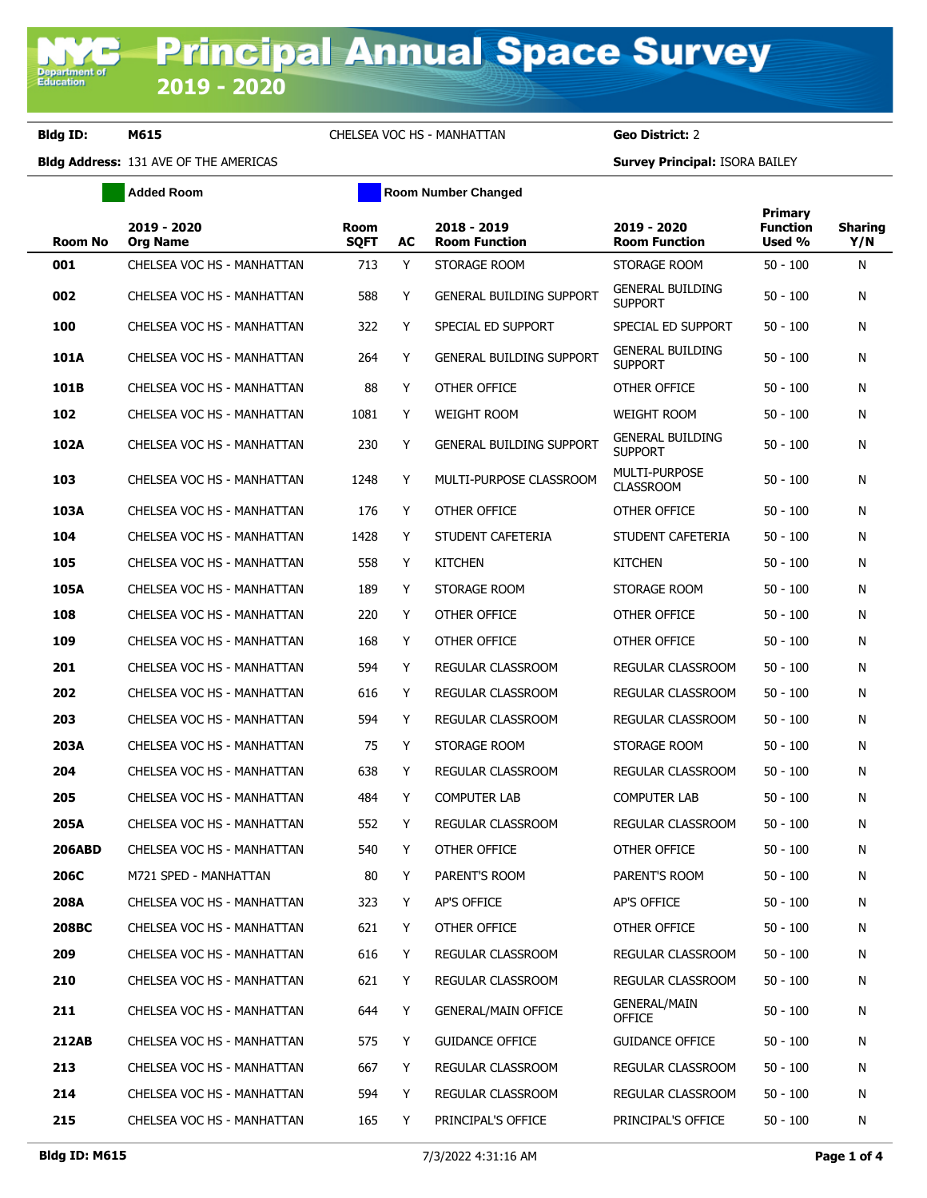# Principal Annual Space Survey 2019 - 2020

**Bldg ID:** M615 CHELSEA VOC HS - MANHATTAN **Geo District:** 2

**Bldg Address:** 131 AVE OF THE AMERICAS **Survey Principal:** ISORA BAILEY

Added Room | Room Number Changed

| Room No | 2019 - 2020 Org Name | Room SQFT | AC | 2018 - 2019 Room Function | 2019 - 2020 Room Function | Primary Function Used % | Sharing Y/N |
|---|---|---|---|---|---|---|---|
| 001 | CHELSEA VOC HS - MANHATTAN | 713 | Y | STORAGE ROOM | STORAGE ROOM | 50 - 100 | N |
| 002 | CHELSEA VOC HS - MANHATTAN | 588 | Y | GENERAL BUILDING SUPPORT | GENERAL BUILDING SUPPORT | 50 - 100 | N |
| 100 | CHELSEA VOC HS - MANHATTAN | 322 | Y | SPECIAL ED SUPPORT | SPECIAL ED SUPPORT | 50 - 100 | N |
| 101A | CHELSEA VOC HS - MANHATTAN | 264 | Y | GENERAL BUILDING SUPPORT | GENERAL BUILDING SUPPORT | 50 - 100 | N |
| 101B | CHELSEA VOC HS - MANHATTAN | 88 | Y | OTHER OFFICE | OTHER OFFICE | 50 - 100 | N |
| 102 | CHELSEA VOC HS - MANHATTAN | 1081 | Y | WEIGHT ROOM | WEIGHT ROOM | 50 - 100 | N |
| 102A | CHELSEA VOC HS - MANHATTAN | 230 | Y | GENERAL BUILDING SUPPORT | GENERAL BUILDING SUPPORT | 50 - 100 | N |
| 103 | CHELSEA VOC HS - MANHATTAN | 1248 | Y | MULTI-PURPOSE CLASSROOM | MULTI-PURPOSE CLASSROOM | 50 - 100 | N |
| 103A | CHELSEA VOC HS - MANHATTAN | 176 | Y | OTHER OFFICE | OTHER OFFICE | 50 - 100 | N |
| 104 | CHELSEA VOC HS - MANHATTAN | 1428 | Y | STUDENT CAFETERIA | STUDENT CAFETERIA | 50 - 100 | N |
| 105 | CHELSEA VOC HS - MANHATTAN | 558 | Y | KITCHEN | KITCHEN | 50 - 100 | N |
| 105A | CHELSEA VOC HS - MANHATTAN | 189 | Y | STORAGE ROOM | STORAGE ROOM | 50 - 100 | N |
| 108 | CHELSEA VOC HS - MANHATTAN | 220 | Y | OTHER OFFICE | OTHER OFFICE | 50 - 100 | N |
| 109 | CHELSEA VOC HS - MANHATTAN | 168 | Y | OTHER OFFICE | OTHER OFFICE | 50 - 100 | N |
| 201 | CHELSEA VOC HS - MANHATTAN | 594 | Y | REGULAR CLASSROOM | REGULAR CLASSROOM | 50 - 100 | N |
| 202 | CHELSEA VOC HS - MANHATTAN | 616 | Y | REGULAR CLASSROOM | REGULAR CLASSROOM | 50 - 100 | N |
| 203 | CHELSEA VOC HS - MANHATTAN | 594 | Y | REGULAR CLASSROOM | REGULAR CLASSROOM | 50 - 100 | N |
| 203A | CHELSEA VOC HS - MANHATTAN | 75 | Y | STORAGE ROOM | STORAGE ROOM | 50 - 100 | N |
| 204 | CHELSEA VOC HS - MANHATTAN | 638 | Y | REGULAR CLASSROOM | REGULAR CLASSROOM | 50 - 100 | N |
| 205 | CHELSEA VOC HS - MANHATTAN | 484 | Y | COMPUTER LAB | COMPUTER LAB | 50 - 100 | N |
| 205A | CHELSEA VOC HS - MANHATTAN | 552 | Y | REGULAR CLASSROOM | REGULAR CLASSROOM | 50 - 100 | N |
| 206ABD | CHELSEA VOC HS - MANHATTAN | 540 | Y | OTHER OFFICE | OTHER OFFICE | 50 - 100 | N |
| 206C | M721 SPED - MANHATTAN | 80 | Y | PARENT'S ROOM | PARENT'S ROOM | 50 - 100 | N |
| 208A | CHELSEA VOC HS - MANHATTAN | 323 | Y | AP'S OFFICE | AP'S OFFICE | 50 - 100 | N |
| 208BC | CHELSEA VOC HS - MANHATTAN | 621 | Y | OTHER OFFICE | OTHER OFFICE | 50 - 100 | N |
| 209 | CHELSEA VOC HS - MANHATTAN | 616 | Y | REGULAR CLASSROOM | REGULAR CLASSROOM | 50 - 100 | N |
| 210 | CHELSEA VOC HS - MANHATTAN | 621 | Y | REGULAR CLASSROOM | REGULAR CLASSROOM | 50 - 100 | N |
| 211 | CHELSEA VOC HS - MANHATTAN | 644 | Y | GENERAL/MAIN OFFICE | GENERAL/MAIN OFFICE | 50 - 100 | N |
| 212AB | CHELSEA VOC HS - MANHATTAN | 575 | Y | GUIDANCE OFFICE | GUIDANCE OFFICE | 50 - 100 | N |
| 213 | CHELSEA VOC HS - MANHATTAN | 667 | Y | REGULAR CLASSROOM | REGULAR CLASSROOM | 50 - 100 | N |
| 214 | CHELSEA VOC HS - MANHATTAN | 594 | Y | REGULAR CLASSROOM | REGULAR CLASSROOM | 50 - 100 | N |
| 215 | CHELSEA VOC HS - MANHATTAN | 165 | Y | PRINCIPAL'S OFFICE | PRINCIPAL'S OFFICE | 50 - 100 | N |

7/3/2022 4:31:16 AM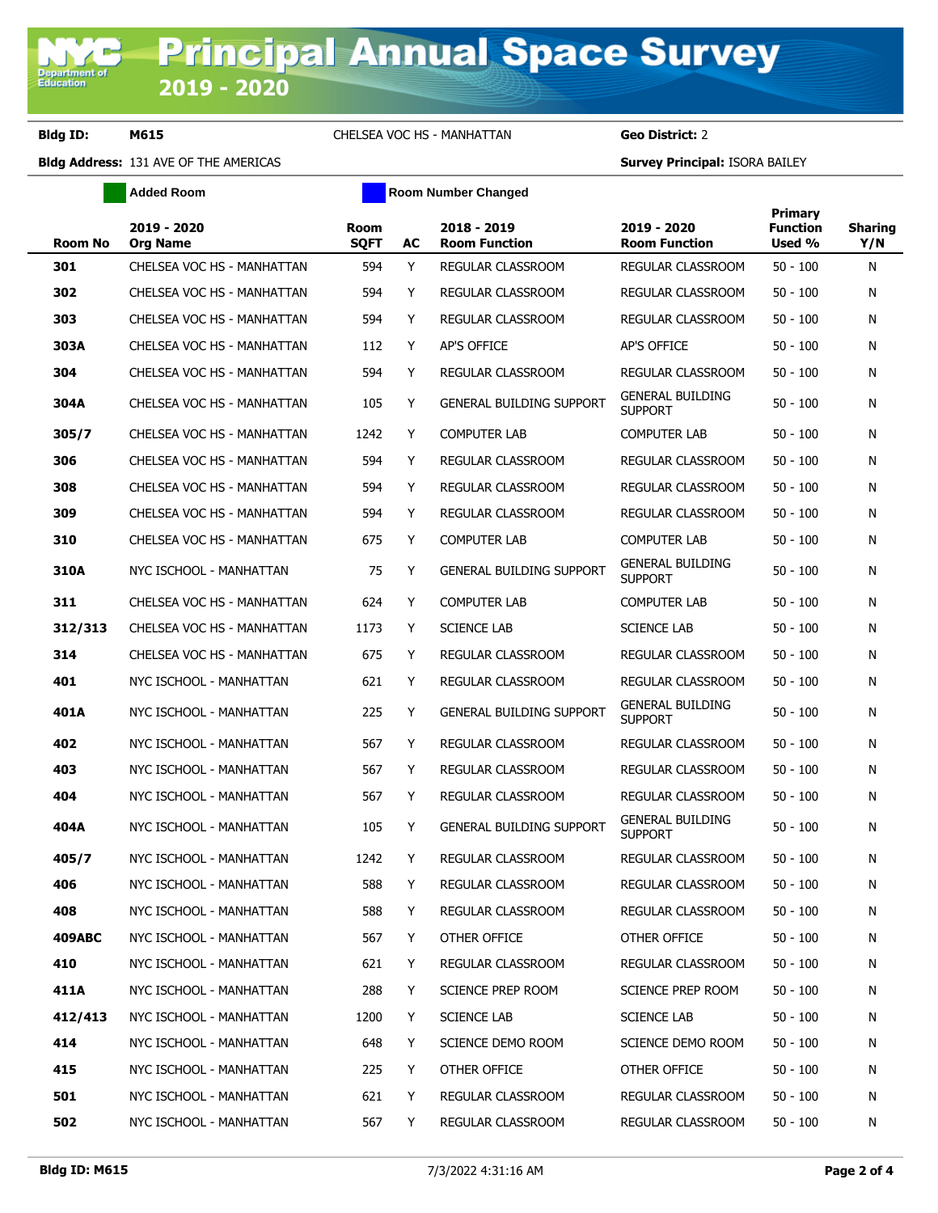# Principal Annual Space Survey 2019 - 2020

**Bldg ID:** M615 CHELSEA VOC HS - MANHATTAN **Geo District:** 2

**Bldg Address:** 131 AVE OF THE AMERICAS **Survey Principal:** ISORA BAILEY

Added Room | Room Number Changed

| Room No | 2019 - 2020 Org Name | Room SQFT | AC | 2018 - 2019 Room Function | 2019 - 2020 Room Function | Primary Function Used % | Sharing Y/N |
|---|---|---|---|---|---|---|---|
| 301 | CHELSEA VOC HS - MANHATTAN | 594 | Y | REGULAR CLASSROOM | REGULAR CLASSROOM | 50 - 100 | N |
| 302 | CHELSEA VOC HS - MANHATTAN | 594 | Y | REGULAR CLASSROOM | REGULAR CLASSROOM | 50 - 100 | N |
| 303 | CHELSEA VOC HS - MANHATTAN | 594 | Y | REGULAR CLASSROOM | REGULAR CLASSROOM | 50 - 100 | N |
| 303A | CHELSEA VOC HS - MANHATTAN | 112 | Y | AP'S OFFICE | AP'S OFFICE | 50 - 100 | N |
| 304 | CHELSEA VOC HS - MANHATTAN | 594 | Y | REGULAR CLASSROOM | REGULAR CLASSROOM | 50 - 100 | N |
| 304A | CHELSEA VOC HS - MANHATTAN | 105 | Y | GENERAL BUILDING SUPPORT | GENERAL BUILDING SUPPORT | 50 - 100 | N |
| 305/7 | CHELSEA VOC HS - MANHATTAN | 1242 | Y | COMPUTER LAB | COMPUTER LAB | 50 - 100 | N |
| 306 | CHELSEA VOC HS - MANHATTAN | 594 | Y | REGULAR CLASSROOM | REGULAR CLASSROOM | 50 - 100 | N |
| 308 | CHELSEA VOC HS - MANHATTAN | 594 | Y | REGULAR CLASSROOM | REGULAR CLASSROOM | 50 - 100 | N |
| 309 | CHELSEA VOC HS - MANHATTAN | 594 | Y | REGULAR CLASSROOM | REGULAR CLASSROOM | 50 - 100 | N |
| 310 | CHELSEA VOC HS - MANHATTAN | 675 | Y | COMPUTER LAB | COMPUTER LAB | 50 - 100 | N |
| 310A | NYC ISCHOOL - MANHATTAN | 75 | Y | GENERAL BUILDING SUPPORT | GENERAL BUILDING SUPPORT | 50 - 100 | N |
| 311 | CHELSEA VOC HS - MANHATTAN | 624 | Y | COMPUTER LAB | COMPUTER LAB | 50 - 100 | N |
| 312/313 | CHELSEA VOC HS - MANHATTAN | 1173 | Y | SCIENCE LAB | SCIENCE LAB | 50 - 100 | N |
| 314 | CHELSEA VOC HS - MANHATTAN | 675 | Y | REGULAR CLASSROOM | REGULAR CLASSROOM | 50 - 100 | N |
| 401 | NYC ISCHOOL - MANHATTAN | 621 | Y | REGULAR CLASSROOM | REGULAR CLASSROOM | 50 - 100 | N |
| 401A | NYC ISCHOOL - MANHATTAN | 225 | Y | GENERAL BUILDING SUPPORT | GENERAL BUILDING SUPPORT | 50 - 100 | N |
| 402 | NYC ISCHOOL - MANHATTAN | 567 | Y | REGULAR CLASSROOM | REGULAR CLASSROOM | 50 - 100 | N |
| 403 | NYC ISCHOOL - MANHATTAN | 567 | Y | REGULAR CLASSROOM | REGULAR CLASSROOM | 50 - 100 | N |
| 404 | NYC ISCHOOL - MANHATTAN | 567 | Y | REGULAR CLASSROOM | REGULAR CLASSROOM | 50 - 100 | N |
| 404A | NYC ISCHOOL - MANHATTAN | 105 | Y | GENERAL BUILDING SUPPORT | GENERAL BUILDING SUPPORT | 50 - 100 | N |
| 405/7 | NYC ISCHOOL - MANHATTAN | 1242 | Y | REGULAR CLASSROOM | REGULAR CLASSROOM | 50 - 100 | N |
| 406 | NYC ISCHOOL - MANHATTAN | 588 | Y | REGULAR CLASSROOM | REGULAR CLASSROOM | 50 - 100 | N |
| 408 | NYC ISCHOOL - MANHATTAN | 588 | Y | REGULAR CLASSROOM | REGULAR CLASSROOM | 50 - 100 | N |
| 409ABC | NYC ISCHOOL - MANHATTAN | 567 | Y | OTHER OFFICE | OTHER OFFICE | 50 - 100 | N |
| 410 | NYC ISCHOOL - MANHATTAN | 621 | Y | REGULAR CLASSROOM | REGULAR CLASSROOM | 50 - 100 | N |
| 411A | NYC ISCHOOL - MANHATTAN | 288 | Y | SCIENCE PREP ROOM | SCIENCE PREP ROOM | 50 - 100 | N |
| 412/413 | NYC ISCHOOL - MANHATTAN | 1200 | Y | SCIENCE LAB | SCIENCE LAB | 50 - 100 | N |
| 414 | NYC ISCHOOL - MANHATTAN | 648 | Y | SCIENCE DEMO ROOM | SCIENCE DEMO ROOM | 50 - 100 | N |
| 415 | NYC ISCHOOL - MANHATTAN | 225 | Y | OTHER OFFICE | OTHER OFFICE | 50 - 100 | N |
| 501 | NYC ISCHOOL - MANHATTAN | 621 | Y | REGULAR CLASSROOM | REGULAR CLASSROOM | 50 - 100 | N |
| 502 | NYC ISCHOOL - MANHATTAN | 567 | Y | REGULAR CLASSROOM | REGULAR CLASSROOM | 50 - 100 | N |

7/3/2022 4:31:16 AM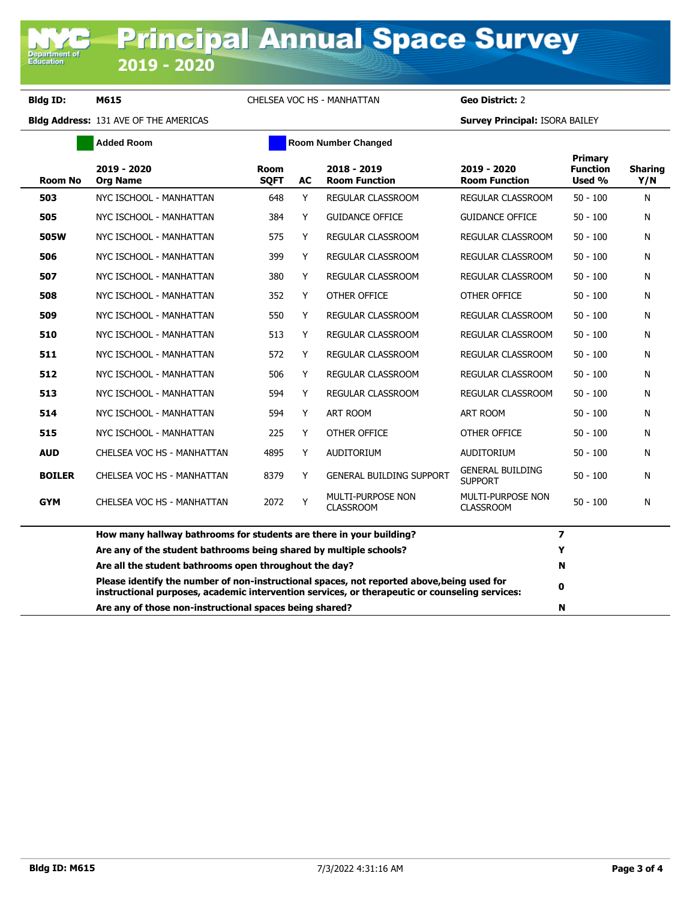# Principal Annual Space Survey 2019 - 2020

**Bldg ID:** M615 CHELSEA VOC HS - MANHATTAN **Geo District:** 2

**Bldg Address:** 131 AVE OF THE AMERICAS **Survey Principal:** ISORA BAILEY

Added Room | Room Number Changed

| Room No | 2019 - 2020 Org Name | Room SQFT | AC | 2018 - 2019 Room Function | 2019 - 2020 Room Function | Primary Function Used % | Sharing Y/N |
|---|---|---|---|---|---|---|---|
| 503 | NYC ISCHOOL - MANHATTAN | 648 | Y | REGULAR CLASSROOM | REGULAR CLASSROOM | 50 - 100 | N |
| 505 | NYC ISCHOOL - MANHATTAN | 384 | Y | GUIDANCE OFFICE | GUIDANCE OFFICE | 50 - 100 | N |
| 505W | NYC ISCHOOL - MANHATTAN | 575 | Y | REGULAR CLASSROOM | REGULAR CLASSROOM | 50 - 100 | N |
| 506 | NYC ISCHOOL - MANHATTAN | 399 | Y | REGULAR CLASSROOM | REGULAR CLASSROOM | 50 - 100 | N |
| 507 | NYC ISCHOOL - MANHATTAN | 380 | Y | REGULAR CLASSROOM | REGULAR CLASSROOM | 50 - 100 | N |
| 508 | NYC ISCHOOL - MANHATTAN | 352 | Y | OTHER OFFICE | OTHER OFFICE | 50 - 100 | N |
| 509 | NYC ISCHOOL - MANHATTAN | 550 | Y | REGULAR CLASSROOM | REGULAR CLASSROOM | 50 - 100 | N |
| 510 | NYC ISCHOOL - MANHATTAN | 513 | Y | REGULAR CLASSROOM | REGULAR CLASSROOM | 50 - 100 | N |
| 511 | NYC ISCHOOL - MANHATTAN | 572 | Y | REGULAR CLASSROOM | REGULAR CLASSROOM | 50 - 100 | N |
| 512 | NYC ISCHOOL - MANHATTAN | 506 | Y | REGULAR CLASSROOM | REGULAR CLASSROOM | 50 - 100 | N |
| 513 | NYC ISCHOOL - MANHATTAN | 594 | Y | REGULAR CLASSROOM | REGULAR CLASSROOM | 50 - 100 | N |
| 514 | NYC ISCHOOL - MANHATTAN | 594 | Y | ART ROOM | ART ROOM | 50 - 100 | N |
| 515 | NYC ISCHOOL - MANHATTAN | 225 | Y | OTHER OFFICE | OTHER OFFICE | 50 - 100 | N |
| AUD | CHELSEA VOC HS - MANHATTAN | 4895 | Y | AUDITORIUM | AUDITORIUM | 50 - 100 | N |
| BOILER | CHELSEA VOC HS - MANHATTAN | 8379 | Y | GENERAL BUILDING SUPPORT | GENERAL BUILDING SUPPORT | 50 - 100 | N |
| GYM | CHELSEA VOC HS - MANHATTAN | 2072 | Y | MULTI-PURPOSE NON CLASSROOM | MULTI-PURPOSE NON CLASSROOM | 50 - 100 | N |

| Question | Answer |
|---|---|
| How many hallway bathrooms for students are there in your building? | 7 |
| Are any of the student bathrooms being shared by multiple schools? | Y |
| Are all the student bathrooms open throughout the day? | N |
| Please identify the number of non-instructional spaces, not reported above,being used for instructional purposes, academic intervention services, or therapeutic or counseling services: | 0 |
| Are any of those non-instructional spaces being shared? | N |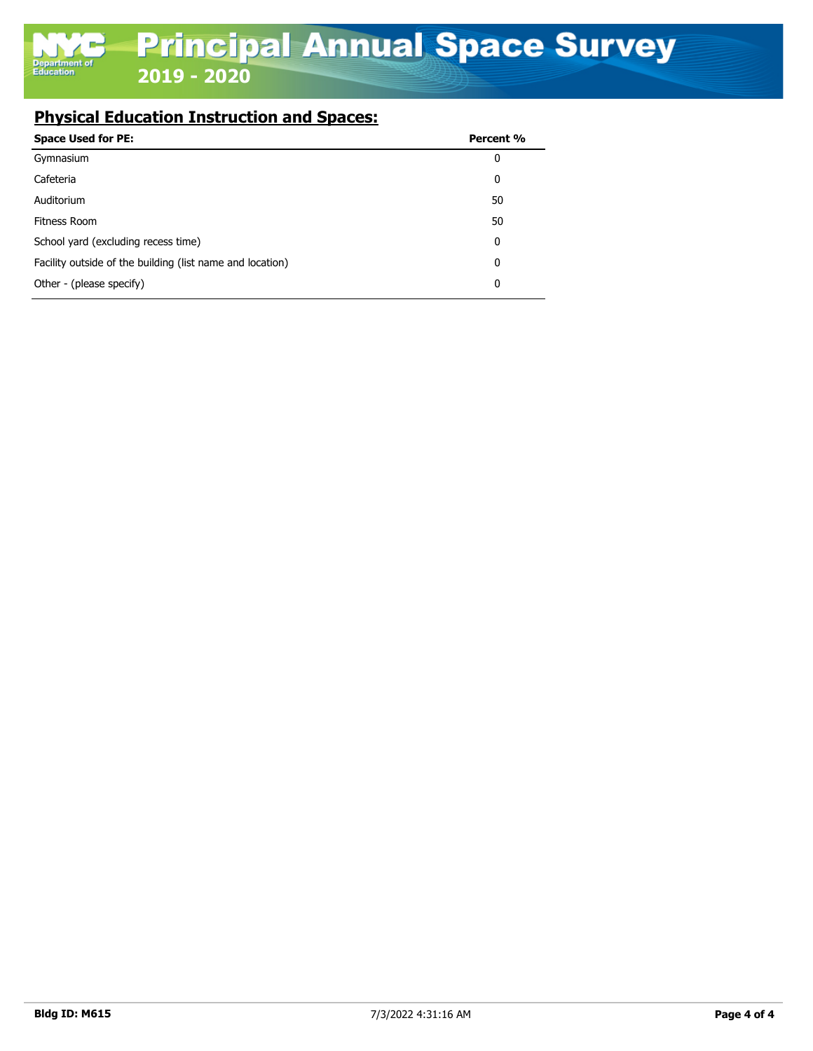## Physical Education Instruction and Spaces:

| Space Used for PE: | Percent % |
| --- | --- |
| Gymnasium | 0 |
| Cafeteria | 0 |
| Auditorium | 50 |
| Fitness Room | 50 |
| School yard (excluding recess time) | 0 |
| Facility outside of the building (list name and location) | 0 |
| Other - (please specify) | 0 |